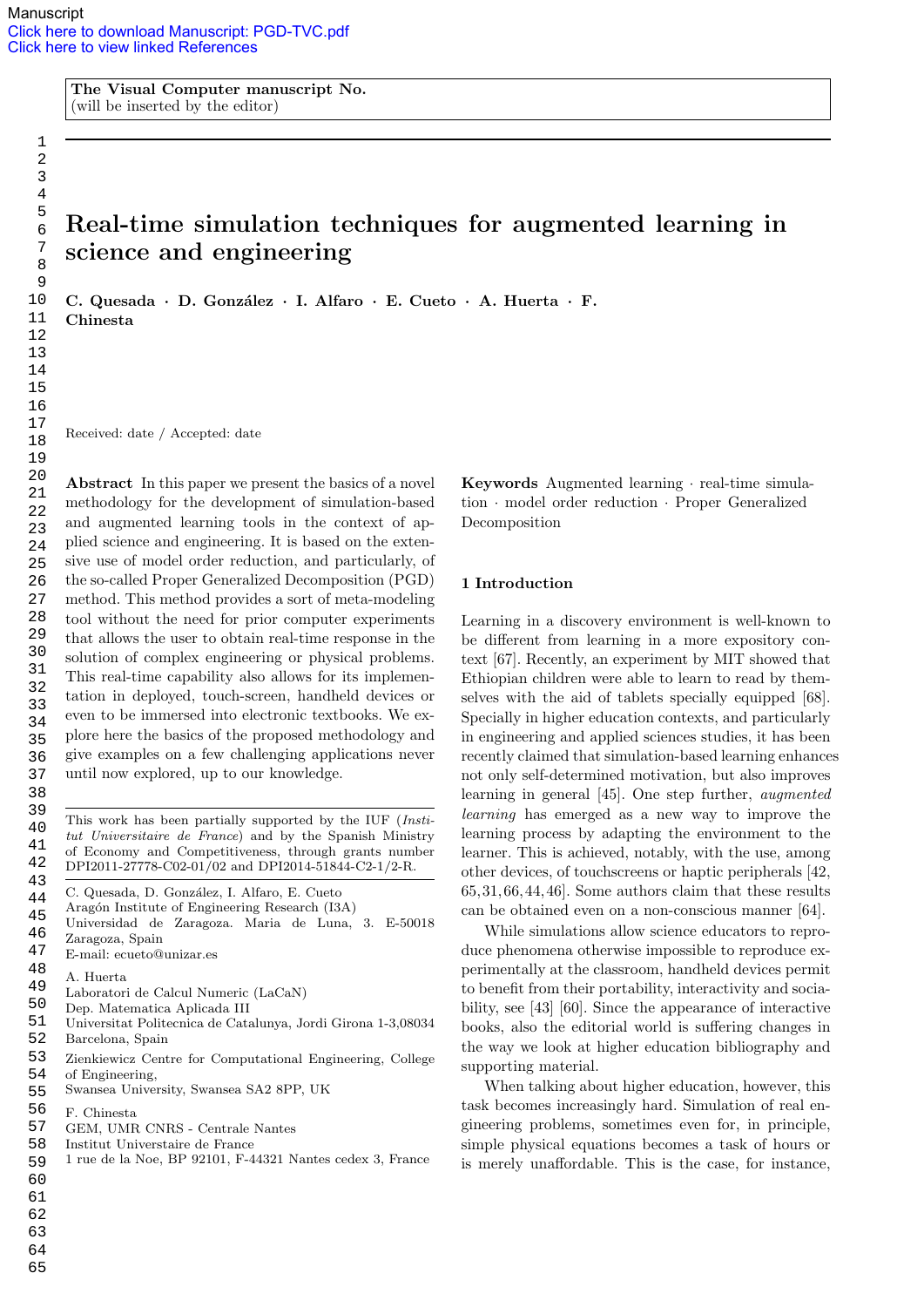The Visual Computer manuscript No.
(will be inserted by the editor)

# Real-time simulation techniques for augmented learning in science and engineering

**C. Quesada · D. González · I. Alfaro · E. Cueto · A. Huerta · F. Chinesta**

Received: date / Accepted: date

**Abstract** In this paper we present the basics of a novel methodology for the development of simulation-based and augmented learning tools in the context of applied science and engineering. It is based on the extensive use of model order reduction, and particularly, of the so-called Proper Generalized Decomposition (PGD) method. This method provides a sort of meta-modeling tool without the need for prior computer experiments that allows the user to obtain real-time response in the solution of complex engineering or physical problems. This real-time capability also allows for its implementation in deployed, touch-screen, handheld devices or even to be immersed into electronic textbooks. We explore here the basics of the proposed methodology and give examples on a few challenging applications never until now explored, up to our knowledge.

**Keywords** Augmented learning · real-time simulation · model order reduction · Proper Generalized Decomposition

This work has been partially supported by the IUF (*Institut Universitaire de France*) and by the Spanish Ministry of Economy and Competitiveness, through grants number DPI2011-27778-C02-01/02 and DPI2014-51844-C2-1/2-R.

C. Quesada, D. González, I. Alfaro, E. Cueto
Aragón Institute of Engineering Research (I3A)
Universidad de Zaragoza. Maria de Luna, 3. E-50018 Zaragoza, Spain
E-mail: ecueto@unizar.es

A. Huerta
Laboratori de Calcul Numeric (LaCaN)
Dep. Matematica Aplicada III
Universitat Politecnica de Catalunya, Jordi Girona 1-3,08034 Barcelona, Spain
Zienkiewicz Centre for Computational Engineering, College of Engineering,
Swansea University, Swansea SA2 8PP, UK

F. Chinesta
GEM, UMR CNRS - Centrale Nantes
Institut Universitaire de France
1 rue de la Noe, BP 92101, F-44321 Nantes cedex 3, France

## 1 Introduction

Learning in a discovery environment is well-known to be different from learning in a more expository context [67]. Recently, an experiment by MIT showed that Ethiopian children were able to learn to read by themselves with the aid of tablets specially equipped [68]. Specially in higher education contexts, and particularly in engineering and applied sciences studies, it has been recently claimed that simulation-based learning enhances not only self-determined motivation, but also improves learning in general [45]. One step further, *augmented learning* has emerged as a new way to improve the learning process by adapting the environment to the learner. This is achieved, notably, with the use, among other devices, of touchscreens or haptic peripherals [42, 65,31,66,44,46]. Some authors claim that these results can be obtained even on a non-conscious manner [64].

While simulations allow science educators to reproduce phenomena otherwise impossible to reproduce experimentally at the classroom, handheld devices permit to benefit from their portability, interactivity and sociability, see [43] [60]. Since the appearance of interactive books, also the editorial world is suffering changes in the way we look at higher education bibliography and supporting material.

When talking about higher education, however, this task becomes increasingly hard. Simulation of real engineering problems, sometimes even for, in principle, simple physical equations becomes a task of hours or is merely unaffordable. This is the case, for instance,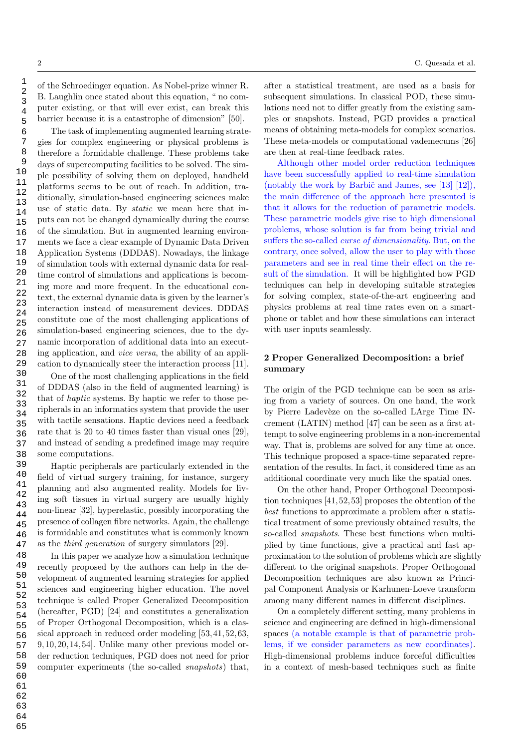of the Schroedinger equation. As Nobel-prize winner R. B. Laughlin once stated about this equation, " no computer existing, or that will ever exist, can break this barrier because it is a catastrophe of dimension" [50].

The task of implementing augmented learning strategies for complex engineering or physical problems is therefore a formidable challenge. These problems take days of supercomputing facilities to be solved. The simple possibility of solving them on deployed, handheld platforms seems to be out of reach. In addition, traditionally, simulation-based engineering sciences make use of static data. By *static* we mean here that inputs can not be changed dynamically during the course of the simulation. But in augmented learning environments we face a clear example of Dynamic Data Driven Application Systems (DDDAS). Nowadays, the linkage of simulation tools with external dynamic data for real-time control of simulations and applications is becoming more and more frequent. In the educational context, the external dynamic data is given by the learner's interaction instead of measurement devices. DDDAS constitute one of the most challenging applications of simulation-based engineering sciences, due to the dynamic incorporation of additional data into an executing application, and *vice versa*, the ability of an application to dynamically steer the interaction process [11].

One of the most challenging applications in the field of DDDAS (also in the field of augmented learning) is that of *haptic* systems. By haptic we refer to those peripherals in an informatics system that provide the user with tactile sensations. Haptic devices need a feedback rate that is 20 to 40 times faster than visual ones [29], and instead of sending a predefined image may require some computations.

Haptic peripherals are particularly extended in the field of virtual surgery training, for instance, surgery planning and also augmented reality. Models for living soft tissues in virtual surgery are usually highly non-linear [32], hyperelastic, possibly incorporating the presence of collagen fibre networks. Again, the challenge is formidable and constitutes what is commonly known as the *third generation* of surgery simulators [29].

In this paper we analyze how a simulation technique recently proposed by the authors can help in the development of augmented learning strategies for applied sciences and engineering higher education. The novel technique is called Proper Generalized Decomposition (hereafter, PGD) [24] and constitutes a generalization of Proper Orthogonal Decomposition, which is a classical approach in reduced order modeling [53,41,52,63, 9,10,20,14,54]. Unlike many other previous model order reduction techniques, PGD does not need for prior computer experiments (the so-called *snapshots*) that, after a statistical treatment, are used as a basis for subsequent simulations. In classical POD, these simulations need not to differ greatly from the existing samples or snapshots. Instead, PGD provides a practical means of obtaining meta-models for complex scenarios. These meta-models or computational vademecums [26] are then at real-time feedback rates.

Although other model order reduction techniques have been successfully applied to real-time simulation (notably the work by Barbič and James, see [13] [12]), the main difference of the approach here presented is that it allows for the reduction of parametric models. These parametric models give rise to high dimensional problems, whose solution is far from being trivial and suffers the so-called *curse of dimensionality*. But, on the contrary, once solved, allow the user to play with those parameters and see in real time their effect on the result of the simulation. It will be highlighted how PGD techniques can help in developing suitable strategies for solving complex, state-of-the-art engineering and physics problems at real time rates even on a smartphone or tablet and how these simulations can interact with user inputs seamlessly.

## 2 Proper Generalized Decomposition: a brief summary

The origin of the PGD technique can be seen as arising from a variety of sources. On one hand, the work by Pierre Ladevèze on the so-called LArge Time INcrement (LATIN) method [47] can be seen as a first attempt to solve engineering problems in a non-incremental way. That is, problems are solved for any time at once. This technique proposed a space-time separated representation of the results. In fact, it considered time as an additional coordinate very much like the spatial ones.

On the other hand, Proper Orthogonal Decomposition techniques [41,52,53] proposes the obtention of the *best* functions to approximate a problem after a statistical treatment of some previously obtained results, the so-called *snapshots*. These best functions when multiplied by time functions, give a practical and fast approximation to the solution of problems which are slightly different to the original snapshots. Proper Orthogonal Decomposition techniques are also known as Principal Component Analysis or Karhunen-Loeve transform among many different names in different disciplines.

On a completely different setting, many problems in science and engineering are defined in high-dimensional spaces (a notable example is that of parametric problems, if we consider parameters as new coordinates). High-dimensional problems induce forceful difficulties in a context of mesh-based techniques such as finite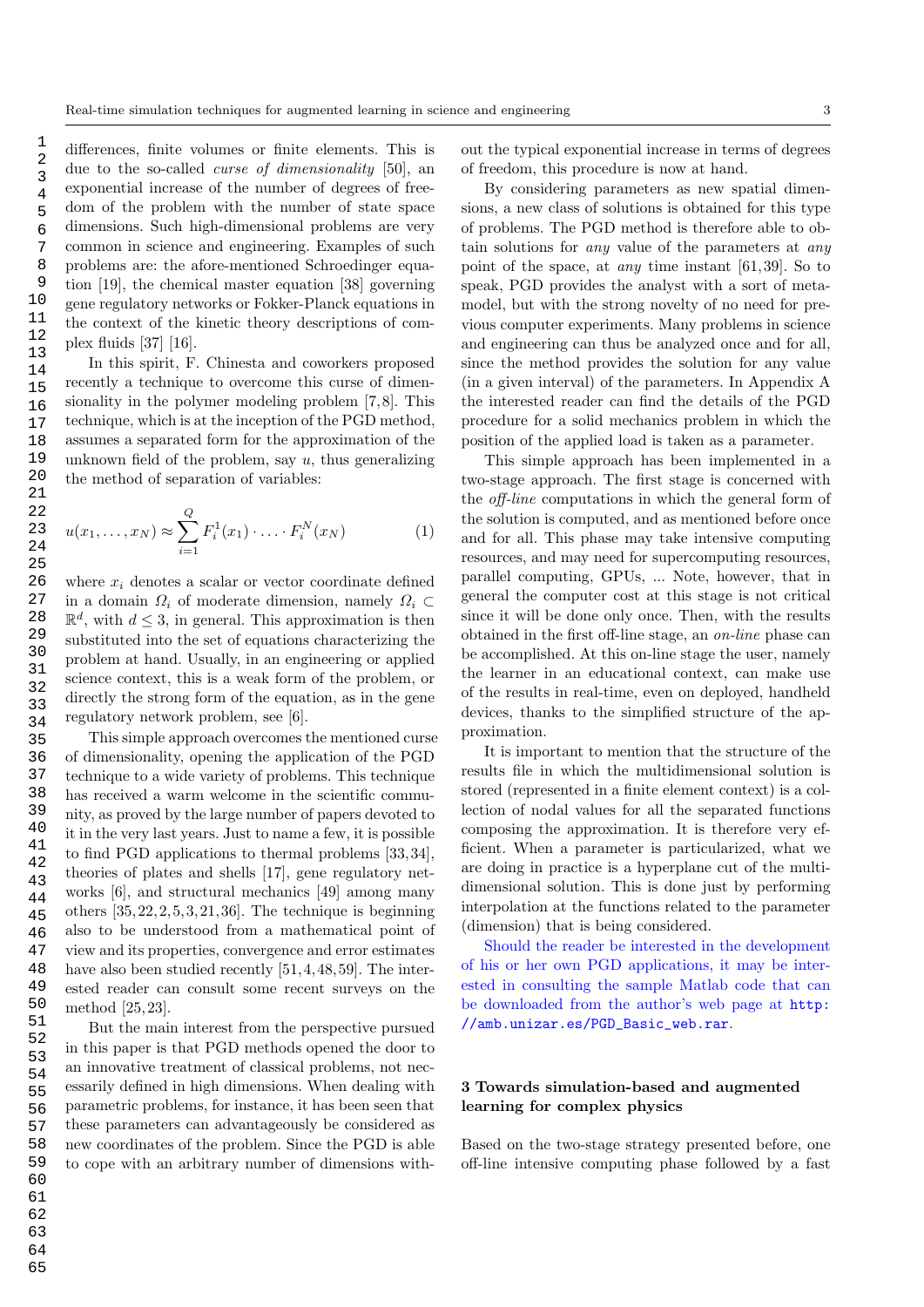differences, finite volumes or finite elements. This is due to the so-called *curse of dimensionality* [50], an exponential increase of the number of degrees of freedom of the problem with the number of state space dimensions. Such high-dimensional problems are very common in science and engineering. Examples of such problems are: the afore-mentioned Schroedinger equation [19], the chemical master equation [38] governing gene regulatory networks or Fokker-Planck equations in the context of the kinetic theory descriptions of complex fluids [37] [16].

In this spirit, F. Chinesta and coworkers proposed recently a technique to overcome this curse of dimensionality in the polymer modeling problem [7,8]. This technique, which is at the inception of the PGD method, assumes a separated form for the approximation of the unknown field of the problem, say $u$, thus generalizing the method of separation of variables:

$$u(x_1, \ldots, x_N) \approx \sum_{i=1}^{Q} F_i^1(x_1) \cdot \ldots \cdot F_i^N(x_N) \tag{1}$$

where $x_i$ denotes a scalar or vector coordinate defined in a domain $\Omega_i$ of moderate dimension, namely $\Omega_i \subset \mathbb{R}^d$, with $d \leq 3$, in general. This approximation is then substituted into the set of equations characterizing the problem at hand. Usually, in an engineering or applied science context, this is a weak form of the problem, or directly the strong form of the equation, as in the gene regulatory network problem, see [6].

This simple approach overcomes the mentioned curse of dimensionality, opening the application of the PGD technique to a wide variety of problems. This technique has received a warm welcome in the scientific community, as proved by the large number of papers devoted to it in the very last years. Just to name a few, it is possible to find PGD applications to thermal problems [33,34], theories of plates and shells [17], gene regulatory networks [6], and structural mechanics [49] among many others [35,22,2,5,3,21,36]. The technique is beginning also to be understood from a mathematical point of view and its properties, convergence and error estimates have also been studied recently [51,4,48,59]. The interested reader can consult some recent surveys on the method [25,23].

But the main interest from the perspective pursued in this paper is that PGD methods opened the door to an innovative treatment of classical problems, not necessarily defined in high dimensions. When dealing with parametric problems, for instance, it has been seen that these parameters can advantageously be considered as new coordinates of the problem. Since the PGD is able to cope with an arbitrary number of dimensions without the typical exponential increase in terms of degrees of freedom, this procedure is now at hand.

By considering parameters as new spatial dimensions, a new class of solutions is obtained for this type of problems. The PGD method is therefore able to obtain solutions for *any* value of the parameters at *any* point of the space, at *any* time instant [61,39]. So to speak, PGD provides the analyst with a sort of meta-model, but with the strong novelty of no need for previous computer experiments. Many problems in science and engineering can thus be analyzed once and for all, since the method provides the solution for any value (in a given interval) of the parameters. In Appendix A the interested reader can find the details of the PGD procedure for a solid mechanics problem in which the position of the applied load is taken as a parameter.

This simple approach has been implemented in a two-stage approach. The first stage is concerned with the *off-line* computations in which the general form of the solution is computed, and as mentioned before once and for all. This phase may take intensive computing resources, and may need for supercomputing resources, parallel computing, GPUs, ... Note, however, that in general the computer cost at this stage is not critical since it will be done only once. Then, with the results obtained in the first off-line stage, an *on-line* phase can be accomplished. At this on-line stage the user, namely the learner in an educational context, can make use of the results in real-time, even on deployed, handheld devices, thanks to the simplified structure of the approximation.

It is important to mention that the structure of the results file in which the multidimensional solution is stored (represented in a finite element context) is a collection of nodal values for all the separated functions composing the approximation. It is therefore very efficient. When a parameter is particularized, what we are doing in practice is a hyperplane cut of the multidimensional solution. This is done just by performing interpolation at the functions related to the parameter (dimension) that is being considered.

Should the reader be interested in the development of his or her own PGD applications, it may be interested in consulting the sample Matlab code that can be downloaded from the author's web page at `http://amb.unizar.es/PGD_Basic_web.rar`.

## 3 Towards simulation-based and augmented learning for complex physics

Based on the two-stage strategy presented before, one off-line intensive computing phase followed by a fast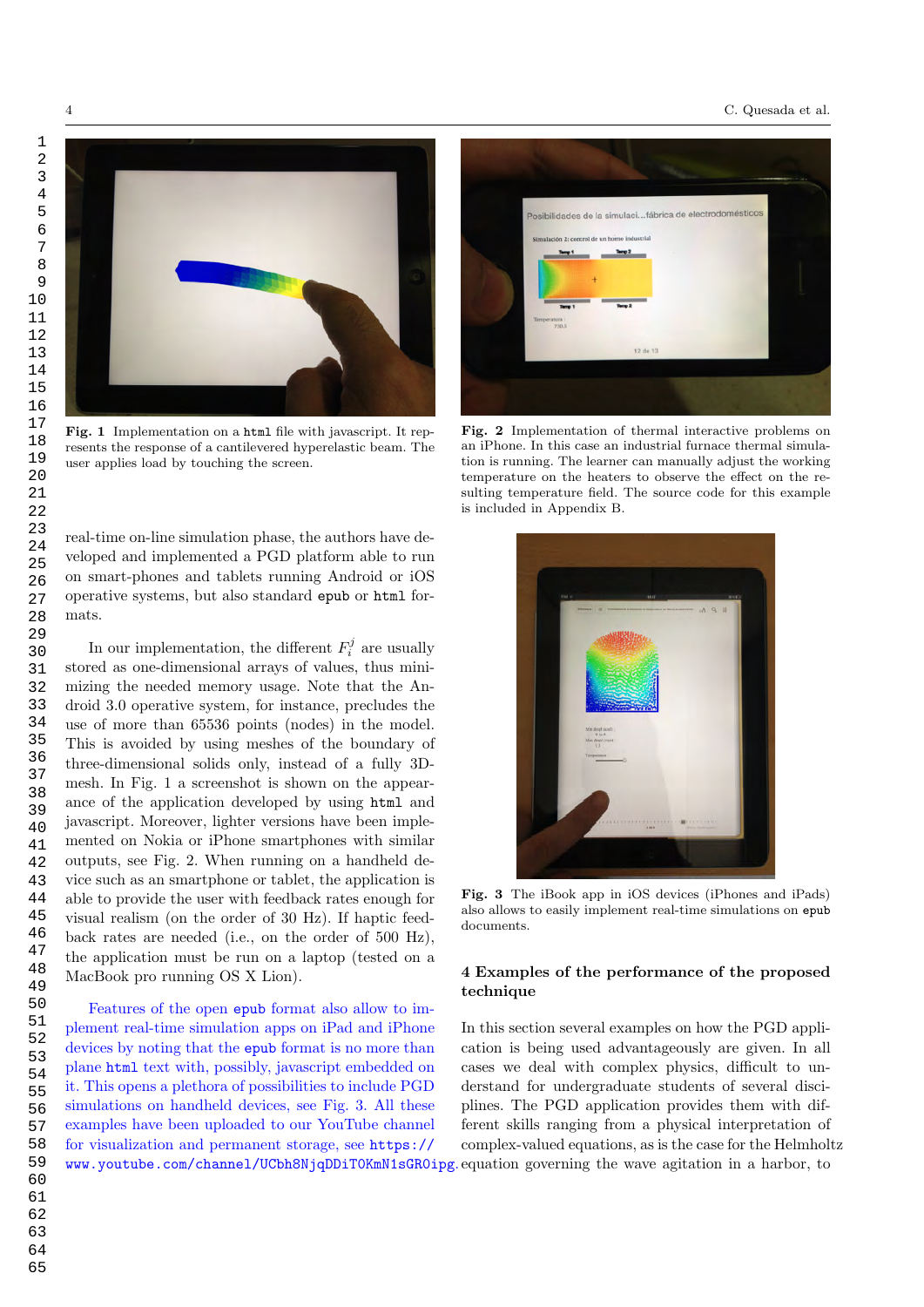Fig. 1 Implementation on a `html` file with javascript. It represents the response of a cantilevered hyperelastic beam. The user applies load by touching the screen.

Fig. 2 Implementation of thermal interactive problems on an iPhone. In this case an industrial furnace thermal simulation is running. The learner can manually adjust the working temperature on the heaters to observe the effect on the resulting temperature field. The source code for this example is included in Appendix B.

real-time on-line simulation phase, the authors have developed and implemented a PGD platform able to run on smart-phones and tablets running Android or iOS operative systems, but also standard `epub` or `html` formats.

In our implementation, the different $F_i^j$ are usually stored as one-dimensional arrays of values, thus minimizing the needed memory usage. Note that the Android 3.0 operative system, for instance, precludes the use of more than 65536 points (nodes) in the model. This is avoided by using meshes of the boundary of three-dimensional solids only, instead of a fully 3D-mesh. In Fig. 1 a screenshot is shown on the appearance of the application developed by using `html` and javascript. Moreover, lighter versions have been implemented on Nokia or iPhone smartphones with similar outputs, see Fig. 2. When running on a handheld device such as an smartphone or tablet, the application is able to provide the user with feedback rates enough for visual realism (on the order of 30 Hz). If haptic feedback rates are needed (i.e., on the order of 500 Hz), the application must be run on a laptop (tested on a MacBook pro running OS X Lion).

Features of the open `epub` format also allow to implement real-time simulation apps on iPad and iPhone devices by noting that the `epub` format is no more than plane `html` text with, possibly, javascript embedded on it. This opens a plethora of possibilities to include PGD simulations on handheld devices, see Fig. 3. All these examples have been uploaded to our YouTube channel for visualization and permanent storage, see https://www.youtube.com/channel/UCbh8NjqDDiT0KmN1sGR0ipg.

Fig. 3 The iBook app in iOS devices (iPhones and iPads) also allows to easily implement real-time simulations on `epub` documents.

## 4 Examples of the performance of the proposed technique

In this section several examples on how the PGD application is being used advantageously are given. In all cases we deal with complex physics, difficult to understand for undergraduate students of several disciplines. The PGD application provides them with different skills ranging from a physical interpretation of complex-valued equations, as is the case for the Helmholtz equation governing the wave agitation in a harbor, to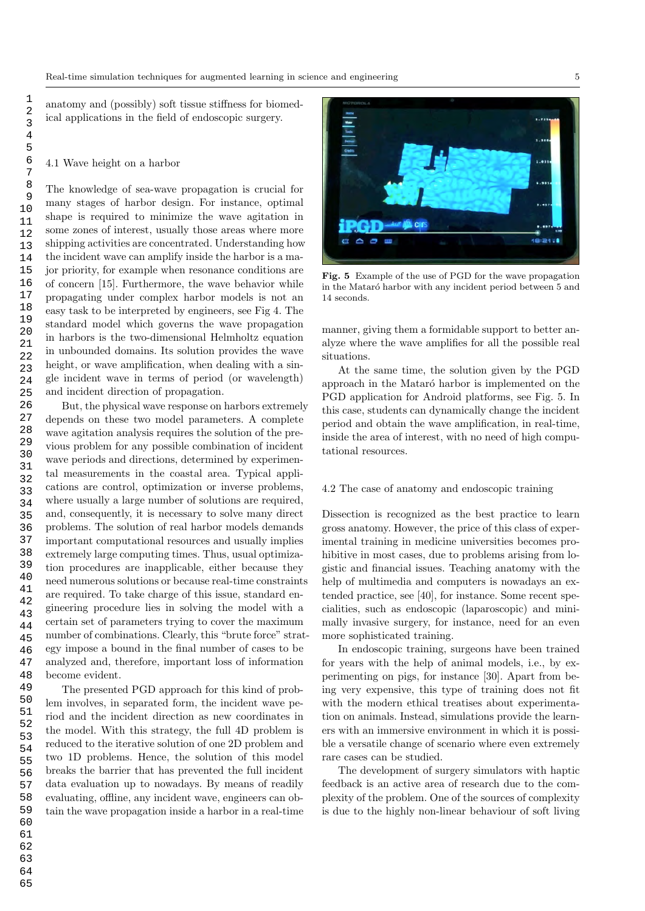anatomy and (possibly) soft tissue stiffness for biomedical applications in the field of endoscopic surgery.

### 4.1 Wave height on a harbor

The knowledge of sea-wave propagation is crucial for many stages of harbor design. For instance, optimal shape is required to minimize the wave agitation in some zones of interest, usually those areas where more shipping activities are concentrated. Understanding how the incident wave can amplify inside the harbor is a major priority, for example when resonance conditions are of concern [15]. Furthermore, the wave behavior while propagating under complex harbor models is not an easy task to be interpreted by engineers, see Fig 4. The standard model which governs the wave propagation in harbors is the two-dimensional Helmholtz equation in unbounded domains. Its solution provides the wave height, or wave amplification, when dealing with a single incident wave in terms of period (or wavelength) and incident direction of propagation.

But, the physical wave response on harbors extremely depends on these two model parameters. A complete wave agitation analysis requires the solution of the previous problem for any possible combination of incident wave periods and directions, determined by experimental measurements in the coastal area. Typical applications are control, optimization or inverse problems, where usually a large number of solutions are required, and, consequently, it is necessary to solve many direct problems. The solution of real harbor models demands important computational resources and usually implies extremely large computing times. Thus, usual optimization procedures are inapplicable, either because they need numerous solutions or because real-time constraints are required. To take charge of this issue, standard engineering procedure lies in solving the model with a certain set of parameters trying to cover the maximum number of combinations. Clearly, this "brute force" strategy impose a bound in the final number of cases to be analyzed and, therefore, important loss of information become evident.

The presented PGD approach for this kind of problem involves, in separated form, the incident wave period and the incident direction as new coordinates in the model. With this strategy, the full 4D problem is reduced to the iterative solution of one 2D problem and two 1D problems. Hence, the solution of this model breaks the barrier that has prevented the full incident data evaluation up to nowadays. By means of readily evaluating, offline, any incident wave, engineers can obtain the wave propagation inside a harbor in a real-time manner, giving them a formidable support to better analyze where the wave amplifies for all the possible real situations.

**Fig. 5** Example of the use of PGD for the wave propagation in the Mataró harbor with any incident period between 5 and 14 seconds.

At the same time, the solution given by the PGD approach in the Mataró harbor is implemented on the PGD application for Android platforms, see Fig. 5. In this case, students can dynamically change the incident period and obtain the wave amplification, in real-time, inside the area of interest, with no need of high computational resources.

### 4.2 The case of anatomy and endoscopic training

Dissection is recognized as the best practice to learn gross anatomy. However, the price of this class of experimental training in medicine universities becomes prohibitive in most cases, due to problems arising from logistic and financial issues. Teaching anatomy with the help of multimedia and computers is nowadays an extended practice, see [40], for instance. Some recent specialities, such as endoscopic (laparoscopic) and minimally invasive surgery, for instance, need for an even more sophisticated training.

In endoscopic training, surgeons have been trained for years with the help of animal models, i.e., by experimenting on pigs, for instance [30]. Apart from being very expensive, this type of training does not fit with the modern ethical treatises about experimentation on animals. Instead, simulations provide the learners with an immersive environment in which it is possible a versatile change of scenario where even extremely rare cases can be studied.

The development of surgery simulators with haptic feedback is an active area of research due to the complexity of the problem. One of the sources of complexity is due to the highly non-linear behaviour of soft living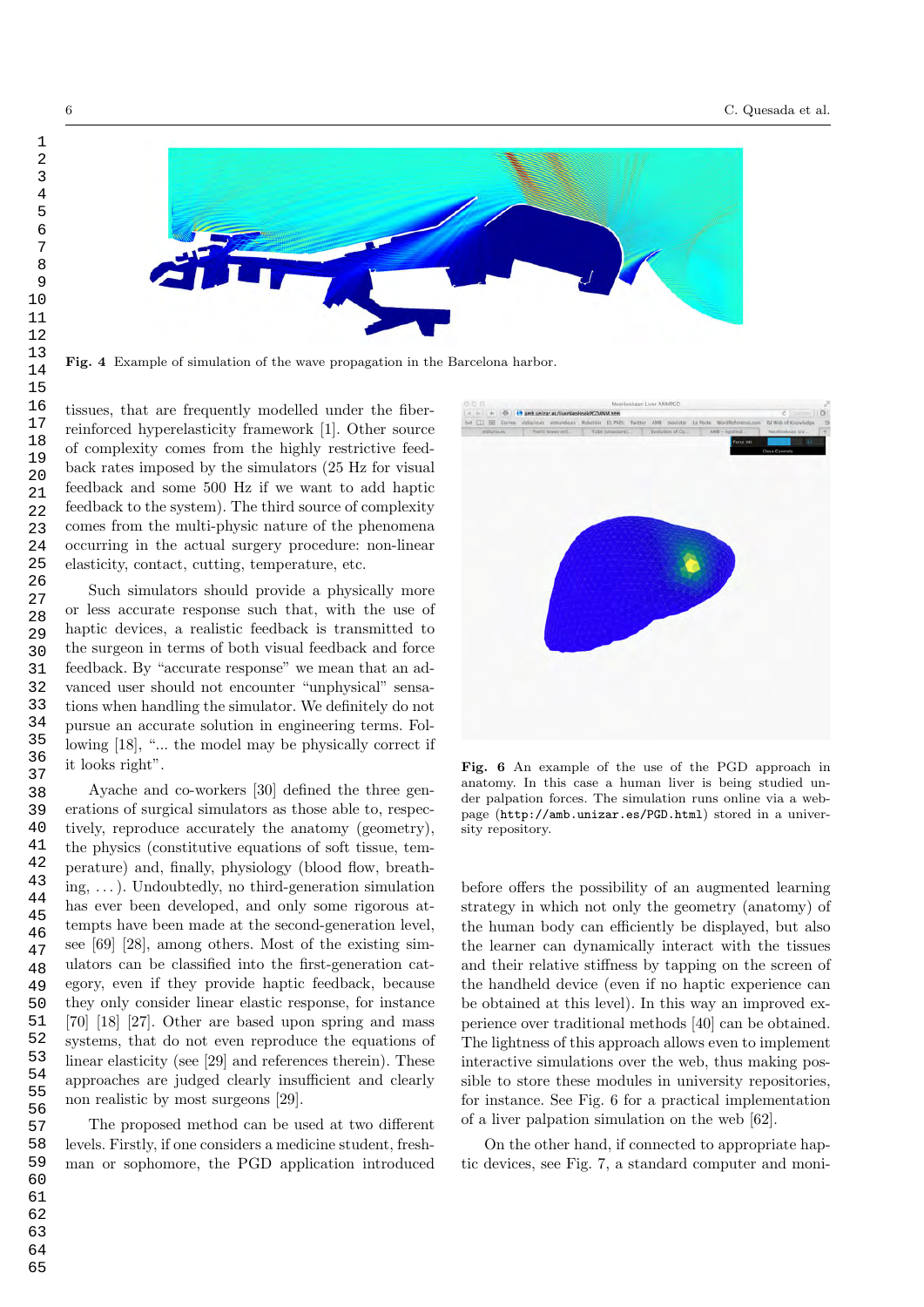Fig. 4 Example of simulation of the wave propagation in the Barcelona harbor.

tissues, that are frequently modelled under the fiber-reinforced hyperelasticity framework [1]. Other source of complexity comes from the highly restrictive feedback rates imposed by the simulators (25 Hz for visual feedback and some 500 Hz if we want to add haptic feedback to the system). The third source of complexity comes from the multi-physic nature of the phenomena occurring in the actual surgery procedure: non-linear elasticity, contact, cutting, temperature, etc.

Such simulators should provide a physically more or less accurate response such that, with the use of haptic devices, a realistic feedback is transmitted to the surgeon in terms of both visual feedback and force feedback. By "accurate response" we mean that an advanced user should not encounter "unphysical" sensations when handling the simulator. We definitely do not pursue an accurate solution in engineering terms. Following [18], "... the model may be physically correct if it looks right".

Ayache and co-workers [30] defined the three generations of surgical simulators as those able to, respectively, reproduce accurately the anatomy (geometry), the physics (constitutive equations of soft tissue, temperature) and, finally, physiology (blood flow, breathing, . . . ). Undoubtedly, no third-generation simulation has ever been developed, and only some rigorous attempts have been made at the second-generation level, see [69] [28], among others. Most of the existing simulators can be classified into the first-generation category, even if they provide haptic feedback, because they only consider linear elastic response, for instance [70] [18] [27]. Other are based upon spring and mass systems, that do not even reproduce the equations of linear elasticity (see [29] and references therein). These approaches are judged clearly insufficient and clearly non realistic by most surgeons [29].

The proposed method can be used at two different levels. Firstly, if one considers a medicine student, freshman or sophomore, the PGD application introduced before offers the possibility of an augmented learning strategy in which not only the geometry (anatomy) of the human body can efficiently be displayed, but also the learner can dynamically interact with the tissues and their relative stiffness by tapping on the screen of the handheld device (even if no haptic experience can be obtained at this level). In this way an improved experience over traditional methods [40] can be obtained. The lightness of this approach allows even to implement interactive simulations over the web, thus making possible to store these modules in university repositories, for instance. See Fig. 6 for a practical implementation of a liver palpation simulation on the web [62].

Fig. 6 An example of the use of the PGD approach in anatomy. In this case a human liver is being studied under palpation forces. The simulation runs online via a webpage (http://amb.unizar.es/PGD.html) stored in a university repository.

On the other hand, if connected to appropriate haptic devices, see Fig. 7, a standard computer and moni-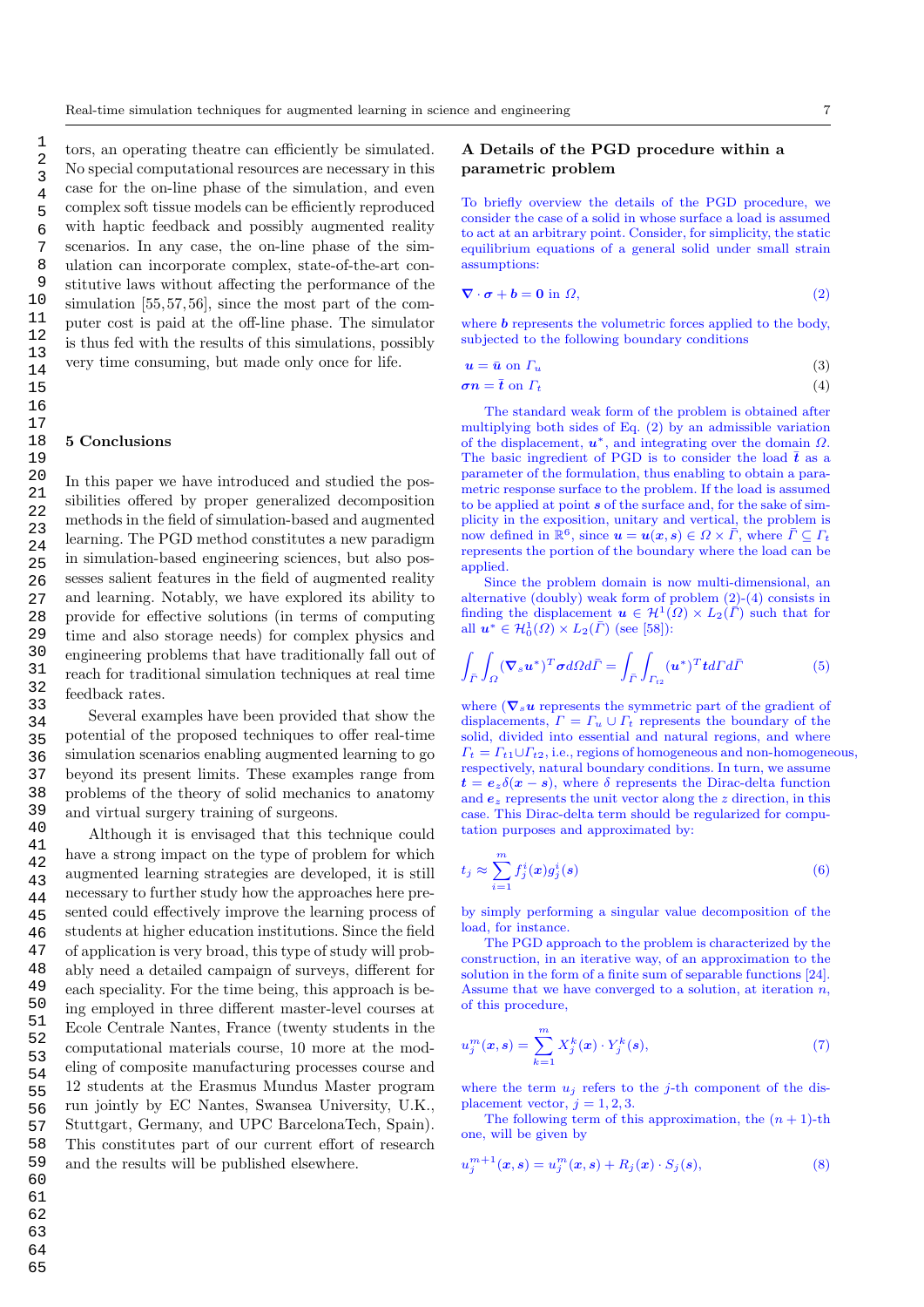tors, an operating theatre can efficiently be simulated. No special computational resources are necessary in this case for the on-line phase of the simulation, and even complex soft tissue models can be efficiently reproduced with haptic feedback and possibly augmented reality scenarios. In any case, the on-line phase of the simulation can incorporate complex, state-of-the-art constitutive laws without affecting the performance of the simulation [55,57,56], since the most part of the computer cost is paid at the off-line phase. The simulator is thus fed with the results of this simulations, possibly very time consuming, but made only once for life.

## 5 Conclusions

In this paper we have introduced and studied the possibilities offered by proper generalized decomposition methods in the field of simulation-based and augmented learning. The PGD method constitutes a new paradigm in simulation-based engineering sciences, but also possesses salient features in the field of augmented reality and learning. Notably, we have explored its ability to provide for effective solutions (in terms of computing time and also storage needs) for complex physics and engineering problems that have traditionally fall out of reach for traditional simulation techniques at real time feedback rates.

Several examples have been provided that show the potential of the proposed techniques to offer real-time simulation scenarios enabling augmented learning to go beyond its present limits. These examples range from problems of the theory of solid mechanics to anatomy and virtual surgery training of surgeons.

Although it is envisaged that this technique could have a strong impact on the type of problem for which augmented learning strategies are developed, it is still necessary to further study how the approaches here presented could effectively improve the learning process of students at higher education institutions. Since the field of application is very broad, this type of study will probably need a detailed campaign of surveys, different for each speciality. For the time being, this approach is being employed in three different master-level courses at Ecole Centrale Nantes, France (twenty students in the computational materials course, 10 more at the modeling of composite manufacturing processes course and 12 students at the Erasmus Mundus Master program run jointly by EC Nantes, Swansea University, U.K., Stuttgart, Germany, and UPC BarcelonaTech, Spain). This constitutes part of our current effort of research and the results will be published elsewhere.

## A Details of the PGD procedure within a parametric problem

To briefly overview the details of the PGD procedure, we consider the case of a solid in whose surface a load is assumed to act at an arbitrary point. Consider, for simplicity, the static equilibrium equations of a general solid under small strain assumptions:

$$\nabla \cdot \boldsymbol{\sigma} + \boldsymbol{b} = \mathbf{0} \text{ in } \Omega, \tag{2}$$

where $\boldsymbol{b}$ represents the volumetric forces applied to the body, subjected to the following boundary conditions

$$\boldsymbol{u} = \bar{\boldsymbol{u}} \text{ on } \Gamma_u \tag{3}$$

$$\boldsymbol{\sigma n} = \bar{\boldsymbol{t}} \text{ on } \Gamma_t \tag{4}$$

The standard weak form of the problem is obtained after multiplying both sides of Eq. (2) by an admissible variation of the displacement, $\boldsymbol{u}^*$, and integrating over the domain $\Omega$. The basic ingredient of PGD is to consider the load $\bar{\boldsymbol{t}}$ as a parameter of the formulation, thus enabling to obtain a parametric response surface to the problem. If the load is assumed to be applied at point $\boldsymbol{s}$ of the surface and, for the sake of simplicity in the exposition, unitary and vertical, the problem is now defined in $\mathbb{R}^6$, since $\boldsymbol{u} = \boldsymbol{u}(\boldsymbol{x}, \boldsymbol{s}) \in \Omega \times \bar{\Gamma}$, where $\bar{\Gamma} \subseteq \Gamma_t$ represents the portion of the boundary where the load can be applied.

Since the problem domain is now multi-dimensional, an alternative (doubly) weak form of problem (2)-(4) consists in finding the displacement $\boldsymbol{u} \in \mathcal{H}^1(\Omega) \times L_2(\bar{\Gamma})$ such that for all $\boldsymbol{u}^* \in \mathcal{H}^1_0(\Omega) \times L_2(\bar{\Gamma})$ (see [58]):

$$\int_{\bar{\Gamma}} \int_{\Omega} (\nabla_s \boldsymbol{u}^*)^T \boldsymbol{\sigma} d\Omega d\bar{\Gamma} = \int_{\bar{\Gamma}} \int_{\Gamma_{t2}} (\boldsymbol{u}^*)^T \boldsymbol{t} d\Gamma d\bar{\Gamma} \tag{5}$$

where ($\nabla_s \boldsymbol{u}$ represents the symmetric part of the gradient of displacements, $\Gamma = \Gamma_u \cup \Gamma_t$ represents the boundary of the solid, divided into essential and natural regions, and where $\Gamma_t = \Gamma_{t1} \cup \Gamma_{t2}$, i.e., regions of homogeneous and non-homogeneous, respectively, natural boundary conditions. In turn, we assume $\boldsymbol{t} = \boldsymbol{e}_z \delta(\boldsymbol{x} - \boldsymbol{s})$, where $\delta$ represents the Dirac-delta function and $\boldsymbol{e}_z$ represents the unit vector along the $z$ direction, in this case. This Dirac-delta term should be regularized for computation purposes and approximated by:

$$t_j \approx \sum_{i=1}^{m} f_j^i(\boldsymbol{x}) g_j^i(\boldsymbol{s}) \tag{6}$$

by simply performing a singular value decomposition of the load, for instance.

The PGD approach to the problem is characterized by the construction, in an iterative way, of an approximation to the solution in the form of a finite sum of separable functions [24]. Assume that we have converged to a solution, at iteration $n$, of this procedure,

$$u_j^m(\boldsymbol{x}, \boldsymbol{s}) = \sum_{k=1}^{m} X_j^k(\boldsymbol{x}) \cdot Y_j^k(\boldsymbol{s}), \tag{7}$$

where the term $u_j$ refers to the $j$-th component of the displacement vector, $j = 1, 2, 3$.

The following term of this approximation, the $(n+1)$-th one, will be given by

$$u_j^{m+1}(\boldsymbol{x}, \boldsymbol{s}) = u_j^m(\boldsymbol{x}, \boldsymbol{s}) + R_j(\boldsymbol{x}) \cdot S_j(\boldsymbol{s}), \tag{8}$$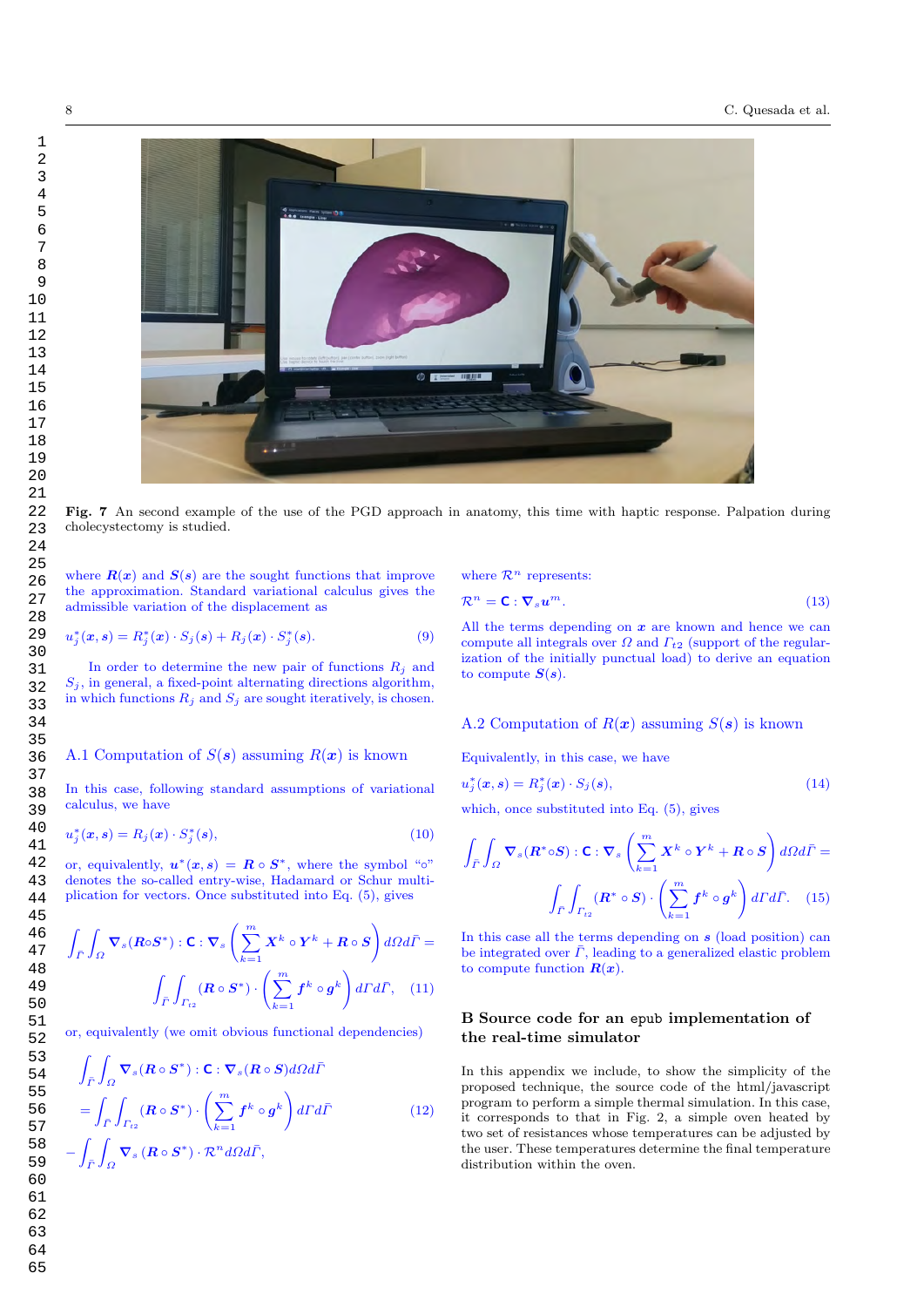**Fig. 7** An second example of the use of the PGD approach in anatomy, this time with haptic response. Palpation during cholecystectomy is studied.

where $\boldsymbol{R}(\boldsymbol{x})$ and $\boldsymbol{S}(\boldsymbol{s})$ are the sought functions that improve the approximation. Standard variational calculus gives the admissible variation of the displacement as

$$u_j^*(\boldsymbol{x}, \boldsymbol{s}) = R_j^*(\boldsymbol{x}) \cdot S_j(\boldsymbol{s}) + R_j(\boldsymbol{x}) \cdot S_j^*(\boldsymbol{s}). \tag{9}$$

In order to determine the new pair of functions $R_j$ and $S_j$, in general, a fixed-point alternating directions algorithm, in which functions $R_j$ and $S_j$ are sought iteratively, is chosen.

### A.1 Computation of $S(\boldsymbol{s})$ assuming $R(\boldsymbol{x})$ is known

In this case, following standard assumptions of variational calculus, we have

$$u_j^*(\boldsymbol{x}, \boldsymbol{s}) = R_j(\boldsymbol{x}) \cdot S_j^*(\boldsymbol{s}), \tag{10}$$

or, equivalently, $\boldsymbol{u}^*(\boldsymbol{x}, \boldsymbol{s}) = \boldsymbol{R} \circ \boldsymbol{S}^*$, where the symbol "$\circ$" denotes the so-called entry-wise, Hadamard or Schur multiplication for vectors. Once substituted into Eq. (5), gives

$$\int_{\bar{\Gamma}} \int_{\Omega} \boldsymbol{\nabla}_s (\boldsymbol{R} \circ \boldsymbol{S}^*) : \mathbf{C} : \boldsymbol{\nabla}_s \left( \sum_{k=1}^{m} \boldsymbol{X}^k \circ \boldsymbol{Y}^k + \boldsymbol{R} \circ \boldsymbol{S} \right) d\Omega d\bar{\Gamma} = \int_{\bar{\Gamma}} \int_{\Gamma_{t2}} (\boldsymbol{R} \circ \boldsymbol{S}^*) \cdot \left( \sum_{k=1}^{m} \boldsymbol{f}^k \circ \boldsymbol{g}^k \right) d\Gamma d\bar{\Gamma}, \tag{11}$$

or, equivalently (we omit obvious functional dependencies)

$$\int_{\bar{\Gamma}} \int_{\Omega} \boldsymbol{\nabla}_s (\boldsymbol{R} \circ \boldsymbol{S}^*) : \mathbf{C} : \boldsymbol{\nabla}_s (\boldsymbol{R} \circ \boldsymbol{S}) d\Omega d\bar{\Gamma} = \int_{\bar{\Gamma}} \int_{\Gamma_{t2}} (\boldsymbol{R} \circ \boldsymbol{S}^*) \cdot \left( \sum_{k=1}^{m} \boldsymbol{f}^k \circ \boldsymbol{g}^k \right) d\Gamma d\bar{\Gamma} - \int_{\bar{\Gamma}} \int_{\Omega} \boldsymbol{\nabla}_s (\boldsymbol{R} \circ \boldsymbol{S}^*) \cdot \mathcal{R}^n d\Omega d\bar{\Gamma}, \tag{12}$$

where $\mathcal{R}^n$ represents:

$$\mathcal{R}^n = \mathbf{C} : \boldsymbol{\nabla}_s \boldsymbol{u}^m. \tag{13}$$

All the terms depending on $\boldsymbol{x}$ are known and hence we can compute all integrals over $\Omega$ and $\Gamma_{t2}$ (support of the regularization of the initially punctual load) to derive an equation to compute $\boldsymbol{S}(\boldsymbol{s})$.

### A.2 Computation of $R(\boldsymbol{x})$ assuming $S(\boldsymbol{s})$ is known

Equivalently, in this case, we have

$$u_j^*(\boldsymbol{x}, \boldsymbol{s}) = R_j^*(\boldsymbol{x}) \cdot S_j(\boldsymbol{s}), \tag{14}$$

which, once substituted into Eq. (5), gives

$$\int_{\bar{\Gamma}} \int_{\Omega} \boldsymbol{\nabla}_s (\boldsymbol{R}^* \circ \boldsymbol{S}) : \mathbf{C} : \boldsymbol{\nabla}_s \left( \sum_{k=1}^{m} \boldsymbol{X}^k \circ \boldsymbol{Y}^k + \boldsymbol{R} \circ \boldsymbol{S} \right) d\Omega d\bar{\Gamma} = \int_{\bar{\Gamma}} \int_{\Gamma_{t2}} (\boldsymbol{R}^* \circ \boldsymbol{S}) \cdot \left( \sum_{k=1}^{m} \boldsymbol{f}^k \circ \boldsymbol{g}^k \right) d\Gamma d\bar{\Gamma}. \tag{15}$$

In this case all the terms depending on $\boldsymbol{s}$ (load position) can be integrated over $\bar{\Gamma}$, leading to a generalized elastic problem to compute function $\boldsymbol{R}(\boldsymbol{x})$.

## B Source code for an epub implementation of the real-time simulator

In this appendix we include, to show the simplicity of the proposed technique, the source code of the html/javascript program to perform a simple thermal simulation. In this case, it corresponds to that in Fig. 2, a simple oven heated by two set of resistances whose temperatures can be adjusted by the user. These temperatures determine the final temperature distribution within the oven.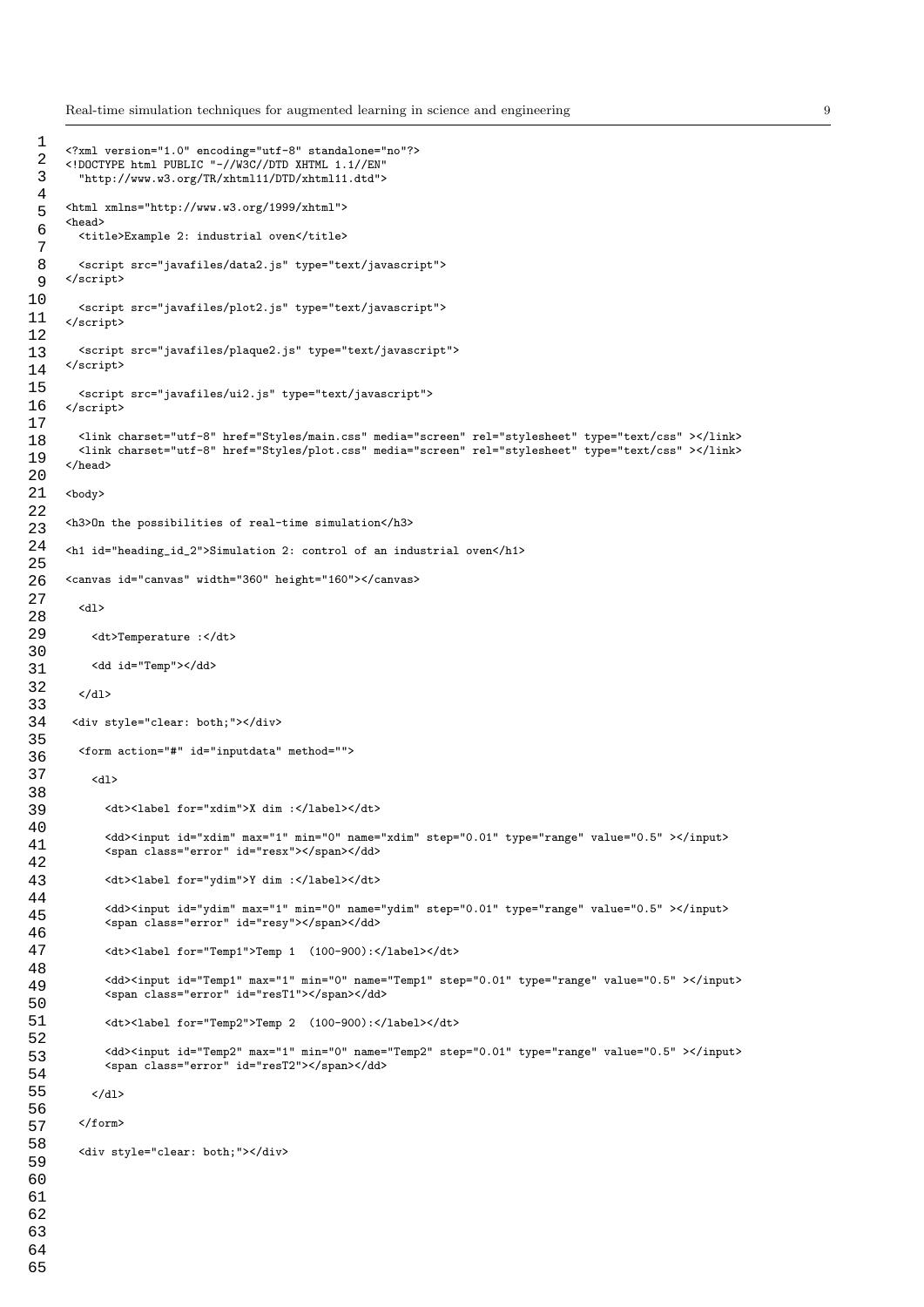```
<?xml version="1.0" encoding="utf-8" standalone="no"?>
<!DOCTYPE html PUBLIC "-//W3C//DTD XHTML 1.1//EN"
  "http://www.w3.org/TR/xhtml11/DTD/xhtml11.dtd">

<html xmlns="http://www.w3.org/1999/xhtml">
<head>
  <title>Example 2: industrial oven</title>

  <script src="javafiles/data2.js" type="text/javascript">
</script>

  <script src="javafiles/plot2.js" type="text/javascript">
</script>

  <script src="javafiles/plaque2.js" type="text/javascript">
</script>

  <script src="javafiles/ui2.js" type="text/javascript">
</script>

  <link charset="utf-8" href="Styles/main.css" media="screen" rel="stylesheet" type="text/css" ></link>
  <link charset="utf-8" href="Styles/plot.css" media="screen" rel="stylesheet" type="text/css" ></link>
</head>

<body>

<h3>On the possibilities of real-time simulation</h3>

<h1 id="heading_id_2">Simulation 2: control of an industrial oven</h1>

<canvas id="canvas" width="360" height="160"></canvas>

  <dl>

    <dt>Temperature :</dt>

    <dd id="Temp"></dd>

  </dl>

 <div style="clear: both;"></div>

  <form action="#" id="inputdata" method="">

    <dl>

      <dt><label for="xdim">X dim :</label></dt>

      <dd><input id="xdim" max="1" min="0" name="xdim" step="0.01" type="range" value="0.5" ></input>
      <span class="error" id="resx"></span></dd>

      <dt><label for="ydim">Y dim :</label></dt>

      <dd><input id="ydim" max="1" min="0" name="ydim" step="0.01" type="range" value="0.5" ></input>
      <span class="error" id="resy"></span></dd>

      <dt><label for="Temp1">Temp 1  (100-900):</label></dt>

      <dd><input id="Temp1" max="1" min="0" name="Temp1" step="0.01" type="range" value="0.5" ></input>
      <span class="error" id="resT1"></span></dd>

      <dt><label for="Temp2">Temp 2  (100-900):</label></dt>

      <dd><input id="Temp2" max="1" min="0" name="Temp2" step="0.01" type="range" value="0.5" ></input>
      <span class="error" id="resT2"></span></dd>

    </dl>

  </form>

  <div style="clear: both;"></div>
```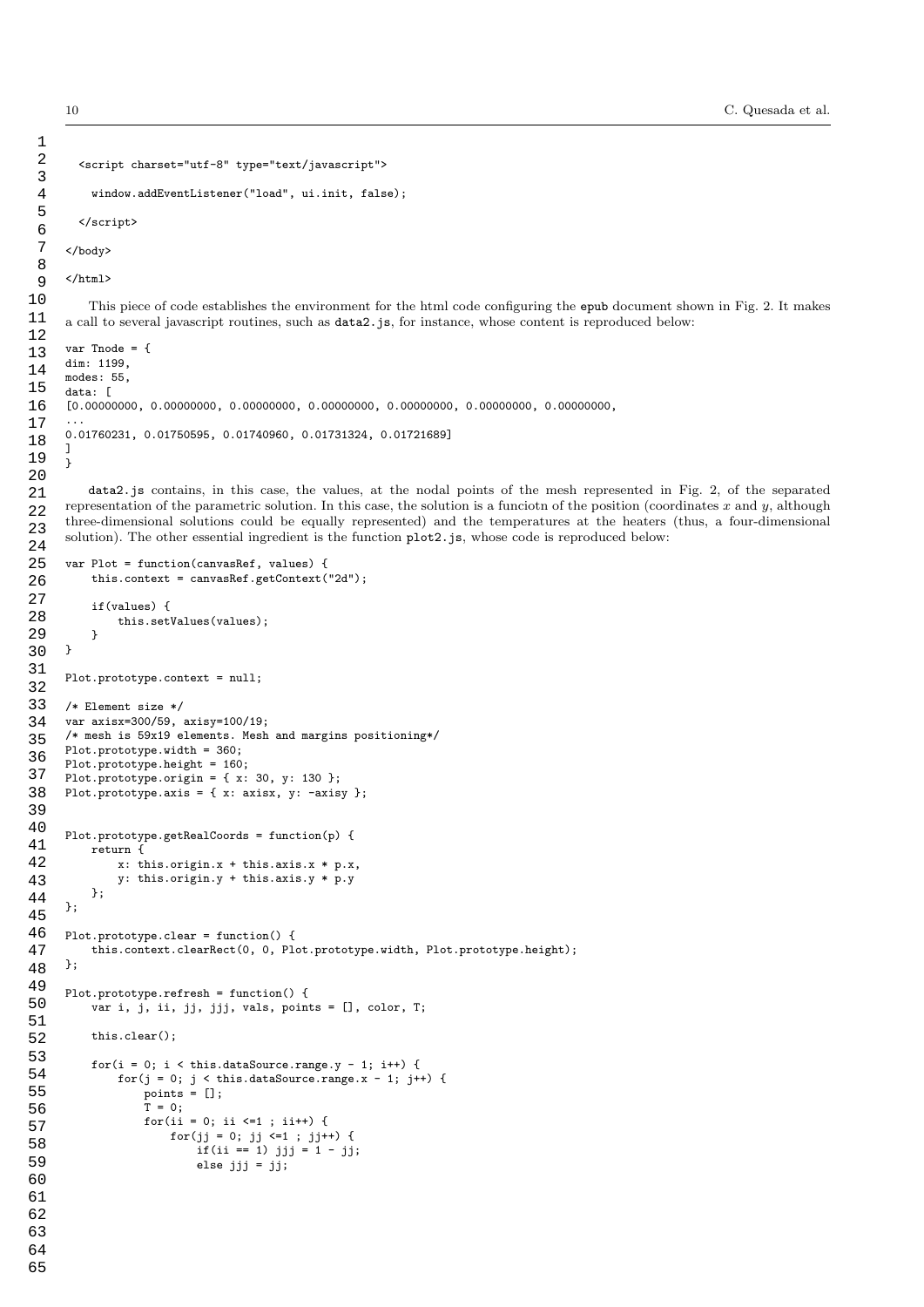```
  <script charset="utf-8" type="text/javascript">

    window.addEventListener("load", ui.init, false);

  </script>

</body>

</html>
```

This piece of code establishes the environment for the html code configuring the epub document shown in Fig. 2. It makes a call to several javascript routines, such as data2.js, for instance, whose content is reproduced below:

```
var Tnode = {
dim: 1199,
modes: 55,
data: [
[0.00000000, 0.00000000, 0.00000000, 0.00000000, 0.00000000, 0.00000000, 0.00000000,
...
0.01760231, 0.01750595, 0.01740960, 0.01731324, 0.01721689]
]
}
```

data2.js contains, in this case, the values, at the nodal points of the mesh represented in Fig. 2, of the separated representation of the parametric solution. In this case, the solution is a funciotn of the position (coordinates $x$ and $y$, although three-dimensional solutions could be equally represented) and the temperatures at the heaters (thus, a four-dimensional solution). The other essential ingredient is the function plot2.js, whose code is reproduced below:

```
var Plot = function(canvasRef, values) {
    this.context = canvasRef.getContext("2d");

    if(values) {
        this.setValues(values);
    }
}

Plot.prototype.context = null;

/* Element size */
var axisx=300/59, axisy=100/19;
/* mesh is 59x19 elements. Mesh and margins positioning*/
Plot.prototype.width = 360;
Plot.prototype.height = 160;
Plot.prototype.origin = { x: 30, y: 130 };
Plot.prototype.axis = { x: axisx, y: -axisy };


Plot.prototype.getRealCoords = function(p) {
    return {
        x: this.origin.x + this.axis.x * p.x,
        y: this.origin.y + this.axis.y * p.y
    };
};

Plot.prototype.clear = function() {
    this.context.clearRect(0, 0, Plot.prototype.width, Plot.prototype.height);
};

Plot.prototype.refresh = function() {
    var i, j, ii, jj, jjj, vals, points = [], color, T;

    this.clear();

    for(i = 0; i < this.dataSource.range.y - 1; i++) {
        for(j = 0; j < this.dataSource.range.x - 1; j++) {
            points = [];
            T = 0;
            for(ii = 0; ii <=1 ; ii++) {
                for(jj = 0; jj <=1 ; jj++) {
                    if(ii == 1) jjj = 1 - jj;
                    else jjj = jj;
```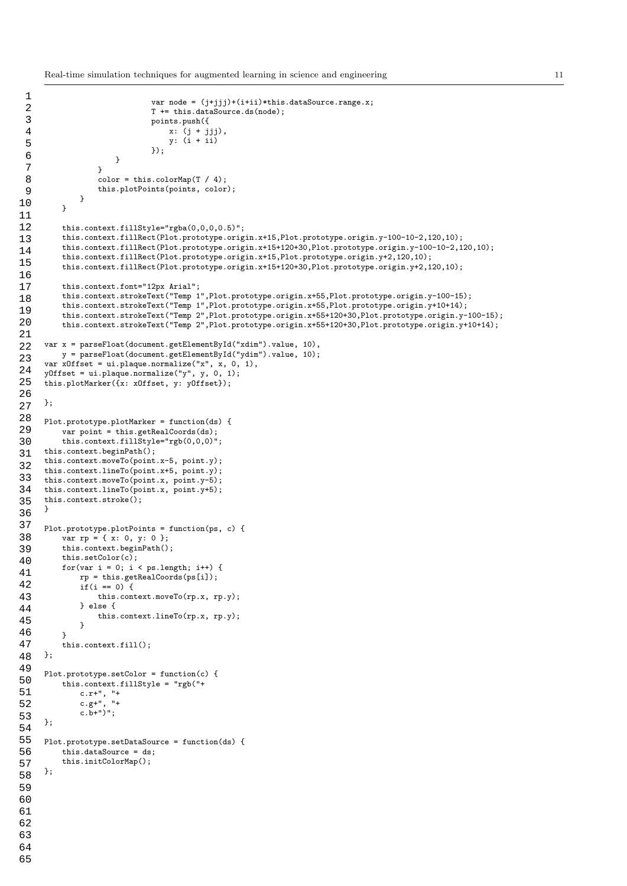```
                        var node = (j+jjj)+(i+ii)*this.dataSource.range.x;
                        T += this.dataSource.ds(node);
                        points.push({
                            x: (j + jjj),
                            y: (i + ii)
                        });
                    }
                }
            color = this.colorMap(T / 4);
            this.plotPoints(points, color);
        }
    }

    this.context.fillStyle="rgba(0,0,0,0.5)";
    this.context.fillRect(Plot.prototype.origin.x+15,Plot.prototype.origin.y-100-10-2,120,10);
    this.context.fillRect(Plot.prototype.origin.x+15+120+30,Plot.prototype.origin.y-100-10-2,120,10);
    this.context.fillRect(Plot.prototype.origin.x+15,Plot.prototype.origin.y+2,120,10);
    this.context.fillRect(Plot.prototype.origin.x+15+120+30,Plot.prototype.origin.y+2,120,10);

    this.context.font="12px Arial";
    this.context.strokeText("Temp 1",Plot.prototype.origin.x+55,Plot.prototype.origin.y-100-15);
    this.context.strokeText("Temp 1",Plot.prototype.origin.x+55,Plot.prototype.origin.y+10+14);
    this.context.strokeText("Temp 2",Plot.prototype.origin.x+55+120+30,Plot.prototype.origin.y-100-15);
    this.context.strokeText("Temp 2",Plot.prototype.origin.x+55+120+30,Plot.prototype.origin.y+10+14);

var x = parseFloat(document.getElementById("xdim").value, 10),
    y = parseFloat(document.getElementById("ydim").value, 10);
var xOffset = ui.plaque.normalize("x", x, 0, 1),
yOffset = ui.plaque.normalize("y", y, 0, 1);
this.plotMarker({x: xOffset, y: yOffset});

};

Plot.prototype.plotMarker = function(ds) {
    var point = this.getRealCoords(ds);
    this.context.fillStyle="rgb(0,0,0)";
this.context.beginPath();
this.context.moveTo(point.x-5, point.y);
this.context.lineTo(point.x+5, point.y);
this.context.moveTo(point.x, point.y-5);
this.context.lineTo(point.x, point.y+5);
this.context.stroke();
}

Plot.prototype.plotPoints = function(ps, c) {
    var rp = { x: 0, y: 0 };
    this.context.beginPath();
    this.setColor(c);
    for(var i = 0; i < ps.length; i++) {
        rp = this.getRealCoords(ps[i]);
        if(i == 0) {
            this.context.moveTo(rp.x, rp.y);
        } else {
            this.context.lineTo(rp.x, rp.y);
        }
    }
    this.context.fill();
};

Plot.prototype.setColor = function(c) {
    this.context.fillStyle = "rgb("+
        c.r+", "+
        c.g+", "+
        c.b+")";
};

Plot.prototype.setDataSource = function(ds) {
    this.dataSource = ds;
    this.initColorMap();
};
```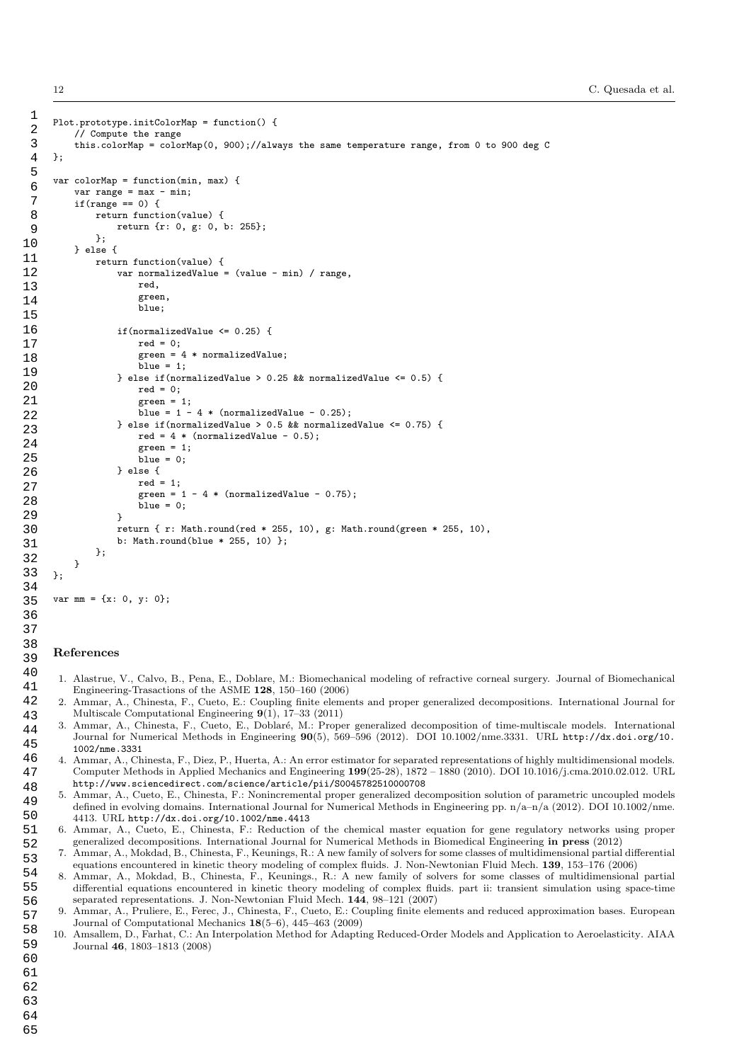```
Plot.prototype.initColorMap = function() {
    // Compute the range
    this.colorMap = colorMap(0, 900);//always the same temperature range, from 0 to 900 deg C
};

var colorMap = function(min, max) {
    var range = max - min;
    if(range == 0) {
        return function(value) {
            return {r: 0, g: 0, b: 255};
        };
    } else {
        return function(value) {
            var normalizedValue = (value - min) / range,
                red,
                green,
                blue;

            if(normalizedValue <= 0.25) {
                red = 0;
                green = 4 * normalizedValue;
                blue = 1;
            } else if(normalizedValue > 0.25 && normalizedValue <= 0.5) {
                red = 0;
                green = 1;
                blue = 1 - 4 * (normalizedValue - 0.25);
            } else if(normalizedValue > 0.5 && normalizedValue <= 0.75) {
                red = 4 * (normalizedValue - 0.5);
                green = 1;
                blue = 0;
            } else {
                red = 1;
                green = 1 - 4 * (normalizedValue - 0.75);
                blue = 0;
            }
            return { r: Math.round(red * 255, 10), g: Math.round(green * 255, 10),
            b: Math.round(blue * 255, 10) };
        };
    }
};

var mm = {x: 0, y: 0};
```

## References

1. Alastrue, V., Calvo, B., Pena, E., Doblare, M.: Biomechanical modeling of refractive corneal surgery. Journal of Biomechanical Engineering-Trasactions of the ASME **128**, 150–160 (2006)
2. Ammar, A., Chinesta, F., Cueto, E.: Coupling finite elements and proper generalized decompositions. International Journal for Multiscale Computational Engineering **9**(1), 17–33 (2011)
3. Ammar, A., Chinesta, F., Cueto, E., Doblaré, M.: Proper generalized decomposition of time-multiscale models. International Journal for Numerical Methods in Engineering **90**(5), 569–596 (2012). DOI 10.1002/nme.3331. URL http://dx.doi.org/10.1002/nme.3331
4. Ammar, A., Chinesta, F., Diez, P., Huerta, A.: An error estimator for separated representations of highly multidimensional models. Computer Methods in Applied Mechanics and Engineering **199**(25-28), 1872 – 1880 (2010). DOI 10.1016/j.cma.2010.02.012. URL http://www.sciencedirect.com/science/article/pii/S0045782510000708
5. Ammar, A., Cueto, E., Chinesta, F.: Nonincremental proper generalized decomposition solution of parametric uncoupled models defined in evolving domains. International Journal for Numerical Methods in Engineering pp. n/a–n/a (2012). DOI 10.1002/nme.4413. URL http://dx.doi.org/10.1002/nme.4413
6. Ammar, A., Cueto, E., Chinesta, F.: Reduction of the chemical master equation for gene regulatory networks using proper generalized decompositions. International Journal for Numerical Methods in Biomedical Engineering **in press** (2012)
7. Ammar, A., Mokdad, B., Chinesta, F., Keunings, R.: A new family of solvers for some classes of multidimensional partial differential equations encountered in kinetic theory modeling of complex fluids. J. Non-Newtonian Fluid Mech. **139**, 153–176 (2006)
8. Ammar, A., Mokdad, B., Chinesta, F., Keunings., R.: A new family of solvers for some classes of multidimensional partial differential equations encountered in kinetic theory modeling of complex fluids. part ii: transient simulation using space-time separated representations. J. Non-Newtonian Fluid Mech. **144**, 98–121 (2007)
9. Ammar, A., Pruliere, E., Ferec, J., Chinesta, F., Cueto, E.: Coupling finite elements and reduced approximation bases. European Journal of Computational Mechanics **18**(5–6), 445–463 (2009)
10. Amsallem, D., Farhat, C.: An Interpolation Method for Adapting Reduced-Order Models and Application to Aeroelasticity. AIAA Journal **46**, 1803–1813 (2008)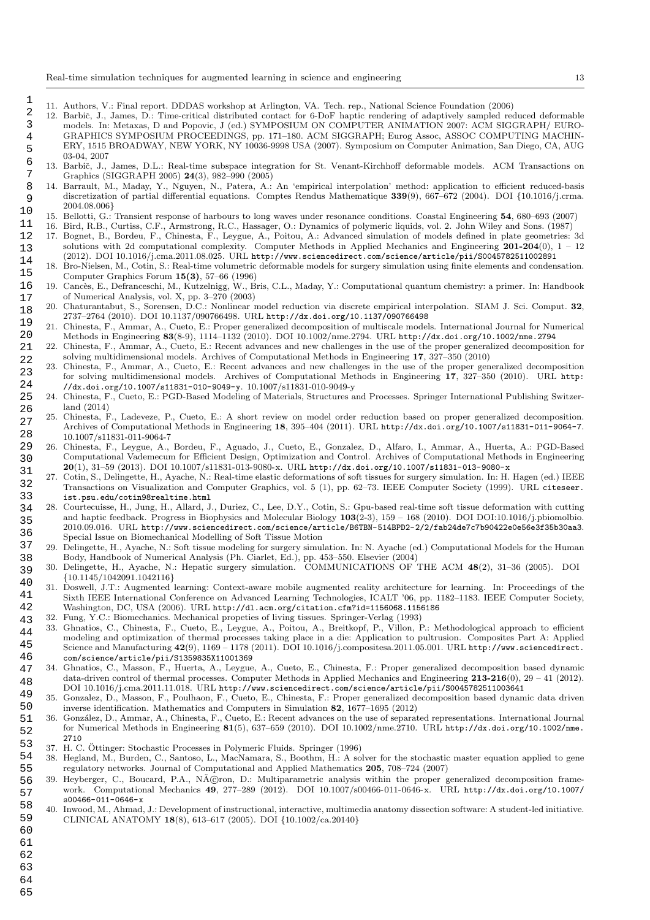11. Authors, V.: Final report. DDDAS workshop at Arlington, VA. Tech. rep., National Science Foundation (2006)
12. Barbič, J., James, D.: Time-critical distributed contact for 6-DoF haptic rendering of adaptively sampled reduced deformable models. In: Metaxas, D and Popovic, J (ed.) SYMPOSIUM ON COMPUTER ANIMATION 2007: ACM SIGGRAPH/ EUROGRAPHICS SYMPOSIUM PROCEEDINGS, pp. 171–180. ACM SIGGRAPH; Eurog Assoc, ASSOC COMPUTING MACHINERY, 1515 BROADWAY, NEW YORK, NY 10036-9998 USA (2007). Symposium on Computer Animation, San Diego, CA, AUG 03-04, 2007
13. Barbič, J., James, D.L.: Real-time subspace integration for St. Venant-Kirchhoff deformable models. ACM Transactions on Graphics (SIGGRAPH 2005) **24**(3), 982–990 (2005)
14. Barrault, M., Maday, Y., Nguyen, N., Patera, A.: An 'empirical interpolation' method: application to efficient reduced-basis discretization of partial differential equations. Comptes Rendus Mathematique **339**(9), 667–672 (2004). DOI {10.1016/j.crma.2004.08.006}
15. Bellotti, G.: Transient response of harbours to long waves under resonance conditions. Coastal Engineering **54**, 680–693 (2007)
16. Bird, R.B., Curtiss, C.F., Armstrong, R.C., Hassager, O.: Dynamics of polymeric liquids, vol. 2. John Wiley and Sons. (1987)
17. Bognet, B., Bordeu, F., Chinesta, F., Leygue, A., Poitou, A.: Advanced simulation of models defined in plate geometries: 3d solutions with 2d computational complexity. Computer Methods in Applied Mechanics and Engineering **201-204**(0), 1 – 12 (2012). DOI 10.1016/j.cma.2011.08.025. URL http://www.sciencedirect.com/science/article/pii/S0045782511002891
18. Bro-Nielsen, M., Cotin, S.: Real-time volumetric deformable models for surgery simulation using finite elements and condensation. Computer Graphics Forum **15(3)**, 57–66 (1996)
19. Cancès, E., Defranceschi, M., Kutzelnigg, W., Bris, C.L., Maday, Y.: Computational quantum chemistry: a primer. In: Handbook of Numerical Analysis, vol. X, pp. 3–270 (2003)
20. Chaturantabut, S., Sorensen, D.C.: Nonlinear model reduction via discrete empirical interpolation. SIAM J. Sci. Comput. **32**, 2737–2764 (2010). DOI 10.1137/090766498. URL http://dx.doi.org/10.1137/090766498
21. Chinesta, F., Ammar, A., Cueto, E.: Proper generalized decomposition of multiscale models. International Journal for Numerical Methods in Engineering **83**(8-9), 1114–1132 (2010). DOI 10.1002/nme.2794. URL http://dx.doi.org/10.1002/nme.2794
22. Chinesta, F., Ammar, A., Cueto, E.: Recent advances and new challenges in the use of the proper generalized decomposition for solving multidimensional models. Archives of Computational Methods in Engineering **17**, 327–350 (2010)
23. Chinesta, F., Ammar, A., Cueto, E.: Recent advances and new challenges in the use of the proper generalized decomposition for solving multidimensional models. Archives of Computational Methods in Engineering **17**, 327–350 (2010). URL http://dx.doi.org/10.1007/s11831-010-9049-y. 10.1007/s11831-010-9049-y
24. Chinesta, F., Cueto, E.: PGD-Based Modeling of Materials, Structures and Processes. Springer International Publishing Switzerland (2014)
25. Chinesta, F., Ladeveze, P., Cueto, E.: A short review on model order reduction based on proper generalized decomposition. Archives of Computational Methods in Engineering **18**, 395–404 (2011). URL http://dx.doi.org/10.1007/s11831-011-9064-7. 10.1007/s11831-011-9064-7
26. Chinesta, F., Leygue, A., Bordeu, F., Aguado, J., Cueto, E., Gonzalez, D., Alfaro, I., Ammar, A., Huerta, A.: PGD-Based Computational Vademecum for Efficient Design, Optimization and Control. Archives of Computational Methods in Engineering **20**(1), 31–59 (2013). DOI 10.1007/s11831-013-9080-x. URL http://dx.doi.org/10.1007/s11831-013-9080-x
27. Cotin, S., Delingette, H., Ayache, N.: Real-time elastic deformations of soft tissues for surgery simulation. In: H. Hagen (ed.) IEEE Transactions on Visualization and Computer Graphics, vol. 5 (1), pp. 62–73. IEEE Computer Society (1999). URL citeseer.ist.psu.edu/cotin98realtime.html
28. Courtecuisse, H., Jung, H., Allard, J., Duriez, C., Lee, D.Y., Cotin, S.: Gpu-based real-time soft tissue deformation with cutting and haptic feedback. Progress in Biophysics and Molecular Biology **103**(2-3), 159 – 168 (2010). DOI DOI:10.1016/j.pbiomolbio.2010.09.016. URL http://www.sciencedirect.com/science/article/B6TBN-514BPD2-2/2/fab24de7c7b90422e0e56e3f35b30aa3. Special Issue on Biomechanical Modelling of Soft Tissue Motion
29. Delingette, H., Ayache, N.: Soft tissue modeling for surgery simulation. In: N. Ayache (ed.) Computational Models for the Human Body, Handbook of Numerical Analysis (Ph. Ciarlet, Ed.), pp. 453–550. Elsevier (2004)
30. Delingette, H., Ayache, N.: Hepatic surgery simulation. COMMUNICATIONS OF THE ACM **48**(2), 31–36 (2005). DOI {10.1145/1042091.1042116}
31. Doswell, J.T.: Augmented learning: Context-aware mobile augmented reality architecture for learning. In: Proceedings of the Sixth IEEE International Conference on Advanced Learning Technologies, ICALT '06, pp. 1182–1183. IEEE Computer Society, Washington, DC, USA (2006). URL http://dl.acm.org/citation.cfm?id=1156068.1156186
32. Fung, Y.C.: Biomechanics. Mechanical propeties of living tissues. Springer-Verlag (1993)
33. Ghnatios, C., Chinesta, F., Cueto, E., Leygue, A., Poitou, A., Breitkopf, P., Villon, P.: Methodological approach to efficient modeling and optimization of thermal processes taking place in a die: Application to pultrusion. Composites Part A: Applied Science and Manufacturing **42**(9), 1169 – 1178 (2011). DOI 10.1016/j.compositesa.2011.05.001. URL http://www.sciencedirect.com/science/article/pii/S1359835X11001369
34. Ghnatios, C., Masson, F., Huerta, A., Leygue, A., Cueto, E., Chinesta, F.: Proper generalized decomposition based dynamic data-driven control of thermal processes. Computer Methods in Applied Mechanics and Engineering **213-216**(0), 29 – 41 (2012). DOI 10.1016/j.cma.2011.11.018. URL http://www.sciencedirect.com/science/article/pii/S0045782511003641
35. Gonzalez, D., Masson, F., Poulhaon, F., Cueto, E., Chinesta, F.: Proper generalized decomposition based dynamic data driven inverse identification. Mathematics and Computers in Simulation **82**, 1677–1695 (2012)
36. González, D., Ammar, A., Chinesta, F., Cueto, E.: Recent advances on the use of separated representations. International Journal for Numerical Methods in Engineering **81**(5), 637–659 (2010). DOI 10.1002/nme.2710. URL http://dx.doi.org/10.1002/nme.2710
37. H. C. Öttinger: Stochastic Processes in Polymeric Fluids. Springer (1996)
38. Hegland, M., Burden, C., Santoso, L., MacNamara, S., Boothm, H.: A solver for the stochastic master equation applied to gene regulatory networks. Journal of Computational and Applied Mathematics **205**, 708–724 (2007)
39. Heyberger, C., Boucard, P.A., NÃ©ron, D.: Multiparametric analysis within the proper generalized decomposition framework. Computational Mechanics **49**, 277–289 (2012). DOI 10.1007/s00466-011-0646-x. URL http://dx.doi.org/10.1007/s00466-011-0646-x
40. Inwood, M., Ahmad, J.: Development of instructional, interactive, multimedia anatomy dissection software: A student-led initiative. CLINICAL ANATOMY **18**(8), 613–617 (2005). DOI {10.1002/ca.20140}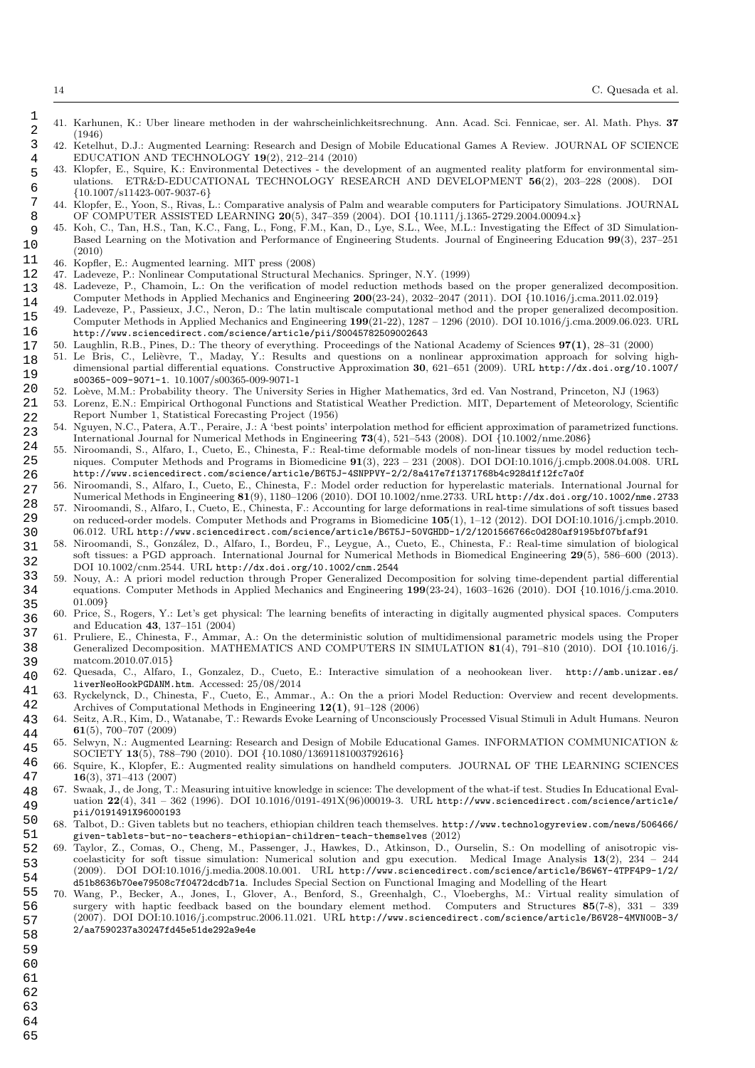41. Karhunen, K.: Uber lineare methoden in der wahrscheinlichkeitsrechnung. Ann. Acad. Sci. Fennicae, ser. Al. Math. Phys. **37** (1946)
42. Ketelhut, D.J.: Augmented Learning: Research and Design of Mobile Educational Games A Review. JOURNAL OF SCIENCE EDUCATION AND TECHNOLOGY **19**(2), 212–214 (2010)
43. Klopfer, E., Squire, K.: Environmental Detectives - the development of an augmented reality platform for environmental simulations. ETR&D-EDUCATIONAL TECHNOLOGY RESEARCH AND DEVELOPMENT **56**(2), 203–228 (2008). DOI {10.1007/s11423-007-9037-6}
44. Klopfer, E., Yoon, S., Rivas, L.: Comparative analysis of Palm and wearable computers for Participatory Simulations. JOURNAL OF COMPUTER ASSISTED LEARNING **20**(5), 347–359 (2004). DOI {10.1111/j.1365-2729.2004.00094.x}
45. Koh, C., Tan, H.S., Tan, K.C., Fang, L., Fong, F.M., Kan, D., Lye, S.L., Wee, M.L.: Investigating the Effect of 3D Simulation-Based Learning on the Motivation and Performance of Engineering Students. Journal of Engineering Education **99**(3), 237–251 (2010)
46. Kopfler, E.: Augmented learning. MIT press (2008)
47. Ladeveze, P.: Nonlinear Computational Structural Mechanics. Springer, N.Y. (1999)
48. Ladeveze, P., Chamoin, L.: On the verification of model reduction methods based on the proper generalized decomposition. Computer Methods in Applied Mechanics and Engineering **200**(23-24), 2032–2047 (2011). DOI {10.1016/j.cma.2011.02.019}
49. Ladeveze, P., Passieux, J.C., Neron, D.: The latin multiscale computational method and the proper generalized decomposition. Computer Methods in Applied Mechanics and Engineering **199**(21-22), 1287 – 1296 (2010). DOI 10.1016/j.cma.2009.06.023. URL http://www.sciencedirect.com/science/article/pii/S0045782509002643
50. Laughlin, R.B., Pines, D.: The theory of everything. Proceedings of the National Academy of Sciences **97(1)**, 28–31 (2000)
51. Le Bris, C., Lelièvre, T., Maday, Y.: Results and questions on a nonlinear approximation approach for solving high-dimensional partial differential equations. Constructive Approximation **30**, 621–651 (2009). URL http://dx.doi.org/10.1007/s00365-009-9071-1. 10.1007/s00365-009-9071-1
52. Loève, M.M.: Probability theory. The University Series in Higher Mathematics, 3rd ed. Van Nostrand, Princeton, NJ (1963)
53. Lorenz, E.N.: Empirical Orthogonal Functions and Statistical Weather Prediction. MIT, Departement of Meteorology, Scientific Report Number 1, Statistical Forecasting Project (1956)
54. Nguyen, N.C., Patera, A.T., Peraire, J.: A 'best points' interpolation method for efficient approximation of parametrized functions. International Journal for Numerical Methods in Engineering **73**(4), 521–543 (2008). DOI {10.1002/nme.2086}
55. Niroomandi, S., Alfaro, I., Cueto, E., Chinesta, F.: Real-time deformable models of non-linear tissues by model reduction techniques. Computer Methods and Programs in Biomedicine **91**(3), 223 – 231 (2008). DOI DOI:10.1016/j.cmpb.2008.04.008. URL http://www.sciencedirect.com/science/article/B6T5J-4SNPPVY-2/2/8a417e7f1371768b4c928d1f12fc7a0f
56. Niroomandi, S., Alfaro, I., Cueto, E., Chinesta, F.: Model order reduction for hyperelastic materials. International Journal for Numerical Methods in Engineering **81**(9), 1180–1206 (2010). DOI 10.1002/nme.2733. URL http://dx.doi.org/10.1002/nme.2733
57. Niroomandi, S., Alfaro, I., Cueto, E., Chinesta, F.: Accounting for large deformations in real-time simulations of soft tissues based on reduced-order models. Computer Methods and Programs in Biomedicine **105**(1), 1–12 (2012). DOI DOI:10.1016/j.cmpb.2010.06.012. URL http://www.sciencedirect.com/science/article/B6T5J-50VGHDD-1/2/1201566766c0d280af9195bf07bfaf91
58. Niroomandi, S., González, D., Alfaro, I., Bordeu, F., Leygue, A., Cueto, E., Chinesta, F.: Real-time simulation of biological soft tissues: a PGD approach. International Journal for Numerical Methods in Biomedical Engineering **29**(5), 586–600 (2013). DOI 10.1002/cnm.2544. URL http://dx.doi.org/10.1002/cnm.2544
59. Nouy, A.: A priori model reduction through Proper Generalized Decomposition for solving time-dependent partial differential equations. Computer Methods in Applied Mechanics and Engineering **199**(23-24), 1603–1626 (2010). DOI {10.1016/j.cma.2010.01.009}
60. Price, S., Rogers, Y.: Let's get physical: The learning benefits of interacting in digitally augmented physical spaces. Computers and Education **43**, 137–151 (2004)
61. Pruliere, E., Chinesta, F., Ammar, A.: On the deterministic solution of multidimensional parametric models using the Proper Generalized Decomposition. MATHEMATICS AND COMPUTERS IN SIMULATION **81**(4), 791–810 (2010). DOI {10.1016/j.matcom.2010.07.015}
62. Quesada, C., Alfaro, I., Gonzalez, D., Cueto, E.: Interactive simulation of a neohookean liver. http://amb.unizar.es/liverNeoHookPGDANM.htm. Accessed: 25/08/2014
63. Ryckelynck, D., Chinesta, F., Cueto, E., Ammar., A.: On the a priori Model Reduction: Overview and recent developments. Archives of Computational Methods in Engineering **12(1)**, 91–128 (2006)
64. Seitz, A.R., Kim, D., Watanabe, T.: Rewards Evoke Learning of Unconsciously Processed Visual Stimuli in Adult Humans. Neuron **61**(5), 700–707 (2009)
65. Selwyn, N.: Augmented Learning: Research and Design of Mobile Educational Games. INFORMATION COMMUNICATION & SOCIETY **13**(5), 788–790 (2010). DOI {10.1080/13691181003792616}
66. Squire, K., Klopfer, E.: Augmented reality simulations on handheld computers. JOURNAL OF THE LEARNING SCIENCES **16**(3), 371–413 (2007)
67. Swaak, J., de Jong, T.: Measuring intuitive knowledge in science: The development of the what-if test. Studies In Educational Evaluation **22**(4), 341 – 362 (1996). DOI 10.1016/0191-491X(96)00019-3. URL http://www.sciencedirect.com/science/article/pii/0191491X96000193
68. Talbot, D.: Given tablets but no teachers, ethiopian children teach themselves. http://www.technologyreview.com/news/506466/given-tablets-but-no-teachers-ethiopian-children-teach-themselves (2012)
69. Taylor, Z., Comas, O., Cheng, M., Passenger, J., Hawkes, D., Atkinson, D., Ourselin, S.: On modelling of anisotropic viscoelasticity for soft tissue simulation: Numerical solution and gpu execution. Medical Image Analysis **13**(2), 234 – 244 (2009). DOI DOI:10.1016/j.media.2008.10.001. URL http://www.sciencedirect.com/science/article/B6W6Y-4TPF4P9-1/2/d51b8636b70ee79508c7f0472dcdb71a. Includes Special Section on Functional Imaging and Modelling of the Heart
70. Wang, P., Becker, A., Jones, I., Glover, A., Benford, S., Greenhalgh, C., Vloeberghs, M.: Virtual reality simulation of surgery with haptic feedback based on the boundary element method. Computers and Structures **85**(7-8), 331 – 339 (2007). DOI DOI:10.1016/j.compstruc.2006.11.021. URL http://www.sciencedirect.com/science/article/B6V28-4MVN00B-3/2/aa7590237a30247fd45e51de292a9e4e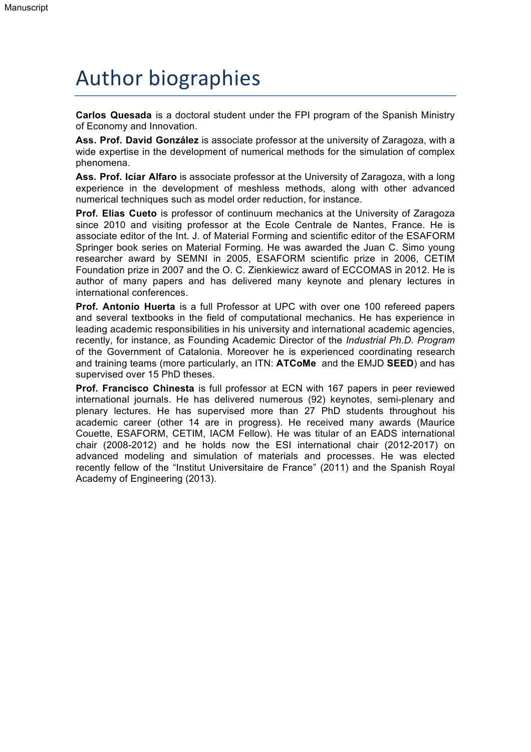# Author biographies

**Carlos Quesada** is a doctoral student under the FPI program of the Spanish Ministry of Economy and Innovation.

**Ass. Prof. David González** is associate professor at the university of Zaragoza, with a wide expertise in the development of numerical methods for the simulation of complex phenomena.

**Ass. Prof. Icíar Alfaro** is associate professor at the University of Zaragoza, with a long experience in the development of meshless methods, along with other advanced numerical techniques such as model order reduction, for instance.

**Prof. Elias Cueto** is professor of continuum mechanics at the University of Zaragoza since 2010 and visiting professor at the Ecole Centrale de Nantes, France. He is associate editor of the Int. J. of Material Forming and scientific editor of the ESAFORM Springer book series on Material Forming. He was awarded the Juan C. Simo young researcher award by SEMNI in 2005, ESAFORM scientific prize in 2006, CETIM Foundation prize in 2007 and the O. C. Zienkiewicz award of ECCOMAS in 2012. He is author of many papers and has delivered many keynote and plenary lectures in international conferences.

**Prof. Antonio Huerta** is a full Professor at UPC with over one 100 refereed papers and several textbooks in the field of computational mechanics. He has experience in leading academic responsibilities in his university and international academic agencies, recently, for instance, as Founding Academic Director of the *Industrial Ph.D. Program* of the Government of Catalonia. Moreover he is experienced coordinating research and training teams (more particularly, an ITN: **ATCoMe** and the EMJD **SEED**) and has supervised over 15 PhD theses.

**Prof. Francisco Chinesta** is full professor at ECN with 167 papers in peer reviewed international journals. He has delivered numerous (92) keynotes, semi-plenary and plenary lectures. He has supervised more than 27 PhD students throughout his academic career (other 14 are in progress). He received many awards (Maurice Couette, ESAFORM, CETIM, IACM Fellow). He was titular of an EADS international chair (2008-2012) and he holds now the ESI international chair (2012-2017) on advanced modeling and simulation of materials and processes. He was elected recently fellow of the "Institut Universitaire de France" (2011) and the Spanish Royal Academy of Engineering (2013).